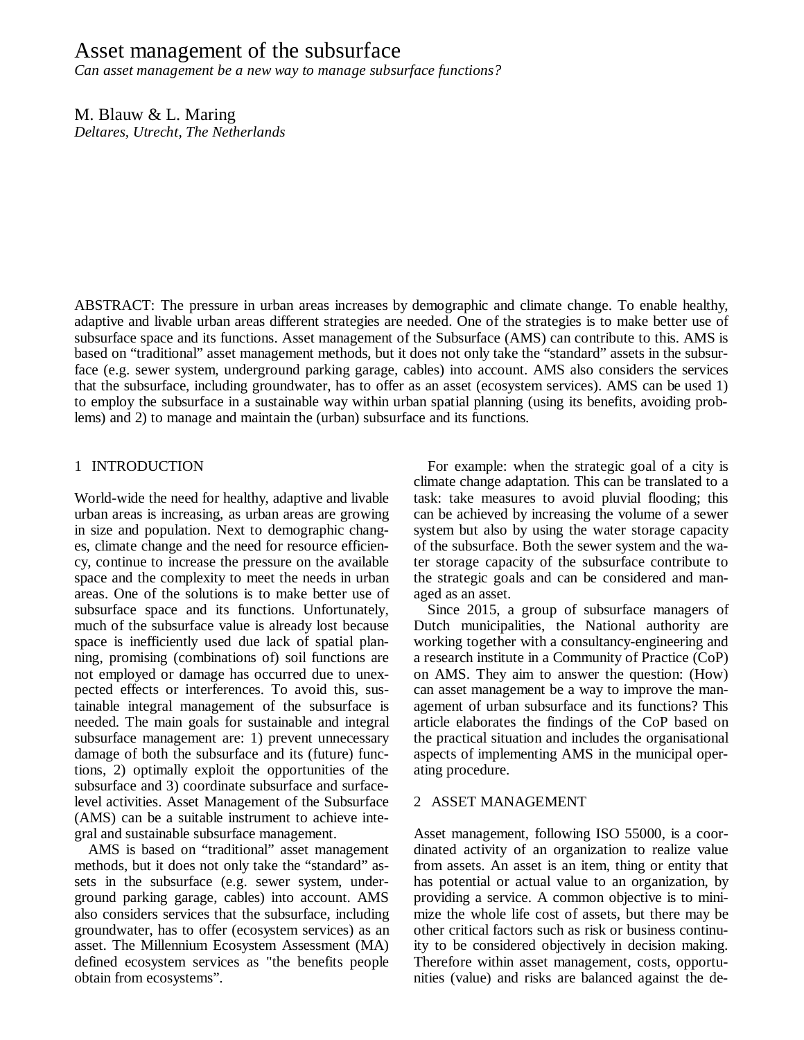# Asset management of the subsurface

*Can asset management be a new way to manage subsurface functions?*

M. Blauw & L. Maring

*Deltares, Utrecht, The Netherlands*

ABSTRACT: The pressure in urban areas increases by demographic and climate change. To enable healthy, adaptive and livable urban areas different strategies are needed. One of the strategies is to make better use of subsurface space and its functions. Asset management of the Subsurface (AMS) can contribute to this. AMS is based on "traditional" asset management methods, but it does not only take the "standard" assets in the subsurface (e.g. sewer system, underground parking garage, cables) into account. AMS also considers the services that the subsurface, including groundwater, has to offer as an asset (ecosystem services). AMS can be used 1) to employ the subsurface in a sustainable way within urban spatial planning (using its benefits, avoiding problems) and 2) to manage and maintain the (urban) subsurface and its functions.

## 1 INTRODUCTION

World-wide the need for healthy, adaptive and livable urban areas is increasing, as urban areas are growing in size and population. Next to demographic changes, climate change and the need for resource efficiency, continue to increase the pressure on the available space and the complexity to meet the needs in urban areas. One of the solutions is to make better use of subsurface space and its functions. Unfortunately, much of the subsurface value is already lost because space is inefficiently used due lack of spatial planning, promising (combinations of) soil functions are not employed or damage has occurred due to unexpected effects or interferences. To avoid this, sustainable integral management of the subsurface is needed. The main goals for sustainable and integral subsurface management are: 1) prevent unnecessary damage of both the subsurface and its (future) functions, 2) optimally exploit the opportunities of the subsurface and 3) coordinate subsurface and surface-level activities. Asset Management of the Subsurface (AMS) can be a suitable instrument to achieve integral and sustainable subsurface management.

AMS is based on "traditional" asset management methods, but it does not only take the "standard" assets in the subsurface (e.g. sewer system, underground parking garage, cables) into account. AMS also considers services that the subsurface, including groundwater, has to offer (ecosystem services) as an asset. The Millennium Ecosystem Assessment (MA) defined ecosystem services as "the benefits people obtain from ecosystems".

For example: when the strategic goal of a city is climate change adaptation. This can be translated to a task: take measures to avoid pluvial flooding; this can be achieved by increasing the volume of a sewer system but also by using the water storage capacity of the subsurface. Both the sewer system and the water storage capacity of the subsurface contribute to the strategic goals and can be considered and managed as an asset.

Since 2015, a group of subsurface managers of Dutch municipalities, the National authority are working together with a consultancy-engineering and a research institute in a Community of Practice (CoP) on AMS. They aim to answer the question: (How) can asset management be a way to improve the management of urban subsurface and its functions? This article elaborates the findings of the CoP based on the practical situation and includes the organisational aspects of implementing AMS in the municipal operating procedure.

## 2 ASSET MANAGEMENT

Asset management, following ISO 55000, is a coordinated activity of an organization to realize value from assets. An asset is an item, thing or entity that has potential or actual value to an organization, by providing a service. A common objective is to minimize the whole life cost of assets, but there may be other critical factors such as risk or business continuity to be considered objectively in decision making. Therefore within asset management, costs, opportunities (value) and risks are balanced against the de-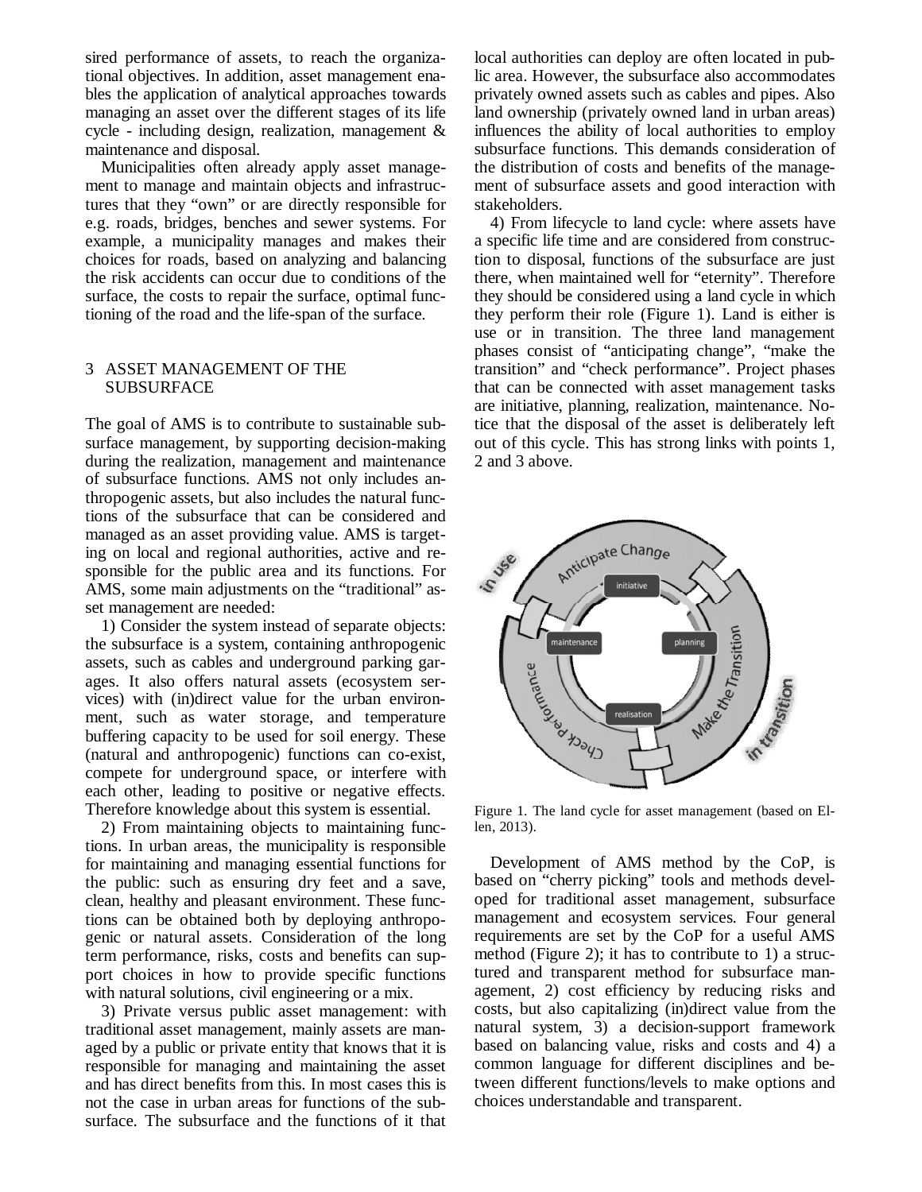sired performance of assets, to reach the organizational objectives. In addition, asset management enables the application of analytical approaches towards managing an asset over the different stages of its life cycle - including design, realization, management & maintenance and disposal.

Municipalities often already apply asset management to manage and maintain objects and infrastructures that they "own" or are directly responsible for e.g. roads, bridges, benches and sewer systems. For example, a municipality manages and makes their choices for roads, based on analyzing and balancing the risk accidents can occur due to conditions of the surface, the costs to repair the surface, optimal functioning of the road and the life-span of the surface.

## 3 ASSET MANAGEMENT OF THE SUBSURFACE

The goal of AMS is to contribute to sustainable subsurface management, by supporting decision-making during the realization, management and maintenance of subsurface functions. AMS not only includes anthropogenic assets, but also includes the natural functions of the subsurface that can be considered and managed as an asset providing value. AMS is targeting on local and regional authorities, active and responsible for the public area and its functions. For AMS, some main adjustments on the "traditional" asset management are needed:

1) Consider the system instead of separate objects: the subsurface is a system, containing anthropogenic assets, such as cables and underground parking garages. It also offers natural assets (ecosystem services) with (in)direct value for the urban environment, such as water storage, and temperature buffering capacity to be used for soil energy. These (natural and anthropogenic) functions can co-exist, compete for underground space, or interfere with each other, leading to positive or negative effects. Therefore knowledge about this system is essential.

2) From maintaining objects to maintaining functions. In urban areas, the municipality is responsible for maintaining and managing essential functions for the public: such as ensuring dry feet and a save, clean, healthy and pleasant environment. These functions can be obtained both by deploying anthropogenic or natural assets. Consideration of the long term performance, risks, costs and benefits can support choices in how to provide specific functions with natural solutions, civil engineering or a mix.

3) Private versus public asset management: with traditional asset management, mainly assets are managed by a public or private entity that knows that it is responsible for managing and maintaining the asset and has direct benefits from this. In most cases this is not the case in urban areas for functions of the subsurface. The subsurface and the functions of it that local authorities can deploy are often located in public area. However, the subsurface also accommodates privately owned assets such as cables and pipes. Also land ownership (privately owned land in urban areas) influences the ability of local authorities to employ subsurface functions. This demands consideration of the distribution of costs and benefits of the management of subsurface assets and good interaction with stakeholders.

4) From lifecycle to land cycle: where assets have a specific life time and are considered from construction to disposal, functions of the subsurface are just there, when maintained well for "eternity". Therefore they should be considered using a land cycle in which they perform their role (Figure 1). Land is either is use or in transition. The three land management phases consist of "anticipating change", "make the transition" and "check performance". Project phases that can be connected with asset management tasks are initiative, planning, realization, maintenance. Notice that the disposal of the asset is deliberately left out of this cycle. This has strong links with points 1, 2 and 3 above.

Figure 1. The land cycle for asset management (based on Ellen, 2013).

Development of AMS method by the CoP, is based on "cherry picking" tools and methods developed for traditional asset management, subsurface management and ecosystem services. Four general requirements are set by the CoP for a useful AMS method (Figure 2); it has to contribute to 1) a structured and transparent method for subsurface management, 2) cost efficiency by reducing risks and costs, but also capitalizing (in)direct value from the natural system, 3) a decision-support framework based on balancing value, risks and costs and 4) a common language for different disciplines and between different functions/levels to make options and choices understandable and transparent.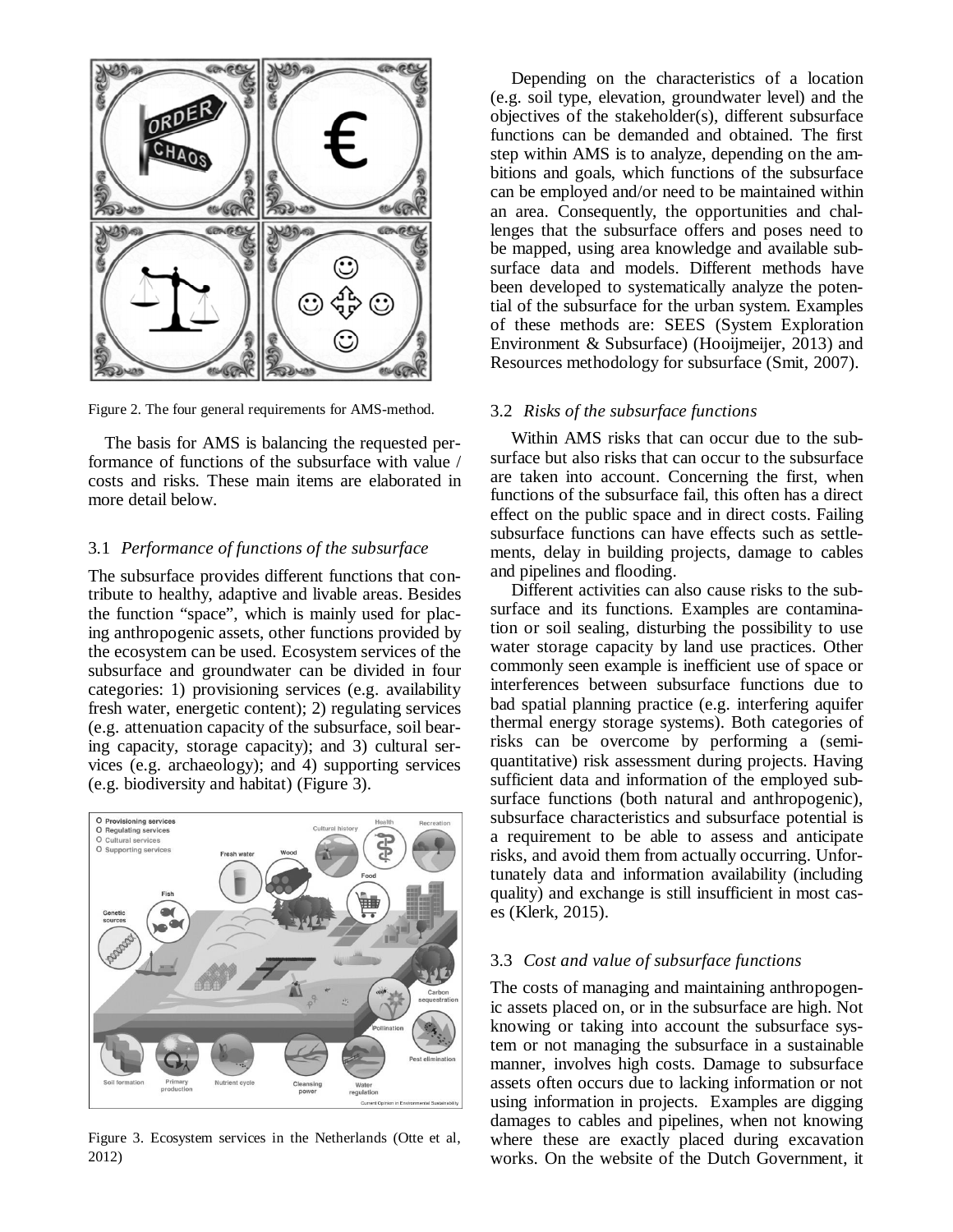Figure 2. The four general requirements for AMS-method.

The basis for AMS is balancing the requested performance of functions of the subsurface with value / costs and risks. These main items are elaborated in more detail below.

### 3.1 *Performance of functions of the subsurface*

The subsurface provides different functions that contribute to healthy, adaptive and livable areas. Besides the function "space", which is mainly used for placing anthropogenic assets, other functions provided by the ecosystem can be used. Ecosystem services of the subsurface and groundwater can be divided in four categories: 1) provisioning services (e.g. availability fresh water, energetic content); 2) regulating services (e.g. attenuation capacity of the subsurface, soil bearing capacity, storage capacity); and 3) cultural services (e.g. archaeology); and 4) supporting services (e.g. biodiversity and habitat) (Figure 3).

Figure 3. Ecosystem services in the Netherlands (Otte et al, 2012)

Depending on the characteristics of a location (e.g. soil type, elevation, groundwater level) and the objectives of the stakeholder(s), different subsurface functions can be demanded and obtained. The first step within AMS is to analyze, depending on the ambitions and goals, which functions of the subsurface can be employed and/or need to be maintained within an area. Consequently, the opportunities and challenges that the subsurface offers and poses need to be mapped, using area knowledge and available subsurface data and models. Different methods have been developed to systematically analyze the potential of the subsurface for the urban system. Examples of these methods are: SEES (System Exploration Environment & Subsurface) (Hooijmeijer, 2013) and Resources methodology for subsurface (Smit, 2007).

### 3.2 *Risks of the subsurface functions*

Within AMS risks that can occur due to the subsurface but also risks that can occur to the subsurface are taken into account. Concerning the first, when functions of the subsurface fail, this often has a direct effect on the public space and in direct costs. Failing subsurface functions can have effects such as settlements, delay in building projects, damage to cables and pipelines and flooding.

Different activities can also cause risks to the subsurface and its functions. Examples are contamination or soil sealing, disturbing the possibility to use water storage capacity by land use practices. Other commonly seen example is inefficient use of space or interferences between subsurface functions due to bad spatial planning practice (e.g. interfering aquifer thermal energy storage systems). Both categories of risks can be overcome by performing a (semi-quantitative) risk assessment during projects. Having sufficient data and information of the employed subsurface functions (both natural and anthropogenic), subsurface characteristics and subsurface potential is a requirement to be able to assess and anticipate risks, and avoid them from actually occurring. Unfortunately data and information availability (including quality) and exchange is still insufficient in most cases (Klerk, 2015).

### 3.3 *Cost and value of subsurface functions*

The costs of managing and maintaining anthropogenic assets placed on, or in the subsurface are high. Not knowing or taking into account the subsurface system or not managing the subsurface in a sustainable manner, involves high costs. Damage to subsurface assets often occurs due to lacking information or not using information in projects. Examples are digging damages to cables and pipelines, when not knowing where these are exactly placed during excavation works. On the website of the Dutch Government, it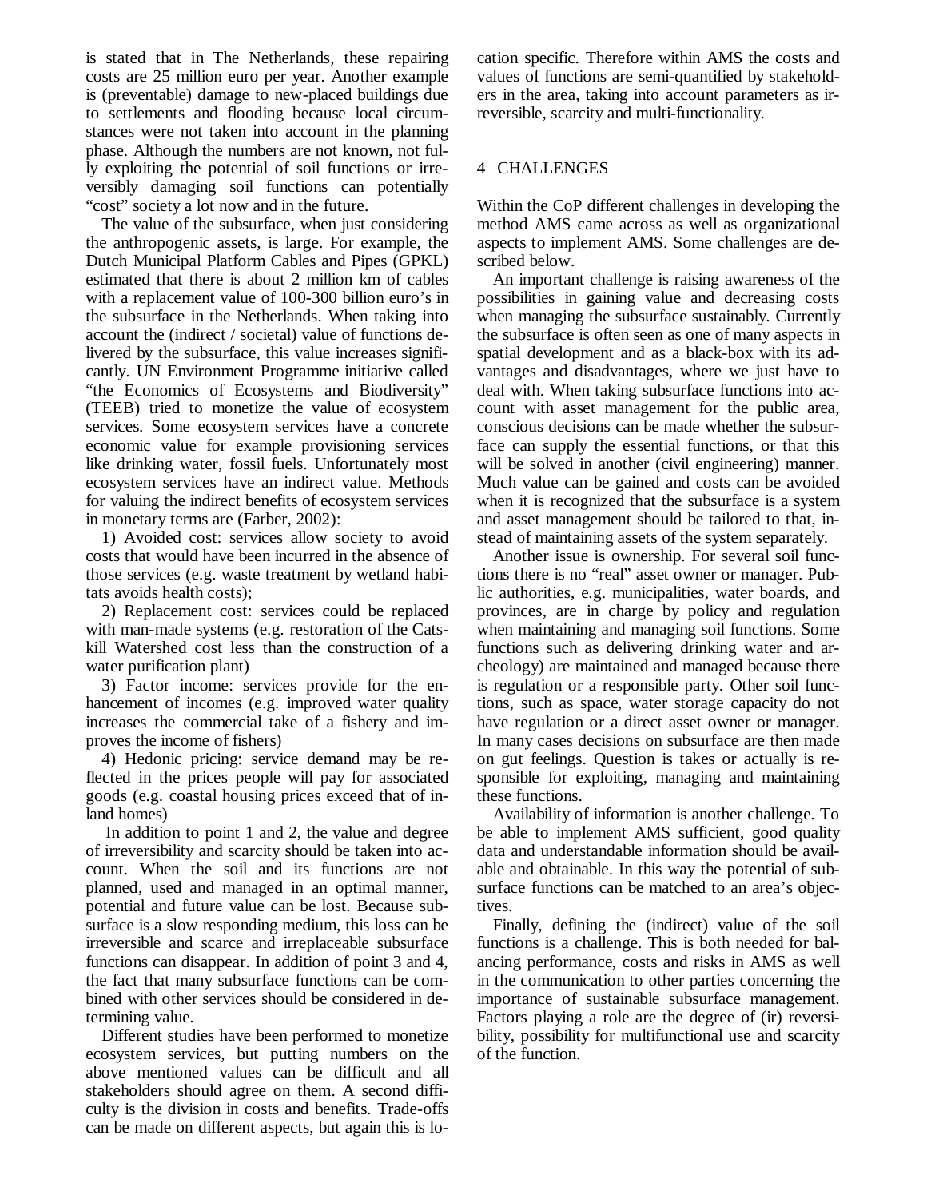is stated that in The Netherlands, these repairing costs are 25 million euro per year. Another example is (preventable) damage to new-placed buildings due to settlements and flooding because local circumstances were not taken into account in the planning phase. Although the numbers are not known, not fully exploiting the potential of soil functions or irreversibly damaging soil functions can potentially "cost" society a lot now and in the future.

The value of the subsurface, when just considering the anthropogenic assets, is large. For example, the Dutch Municipal Platform Cables and Pipes (GPKL) estimated that there is about 2 million km of cables with a replacement value of 100-300 billion euro's in the subsurface in the Netherlands. When taking into account the (indirect / societal) value of functions delivered by the subsurface, this value increases significantly. UN Environment Programme initiative called "the Economics of Ecosystems and Biodiversity" (TEEB) tried to monetize the value of ecosystem services. Some ecosystem services have a concrete economic value for example provisioning services like drinking water, fossil fuels. Unfortunately most ecosystem services have an indirect value. Methods for valuing the indirect benefits of ecosystem services in monetary terms are (Farber, 2002):

1) Avoided cost: services allow society to avoid costs that would have been incurred in the absence of those services (e.g. waste treatment by wetland habitats avoids health costs);

2) Replacement cost: services could be replaced with man-made systems (e.g. restoration of the Catskill Watershed cost less than the construction of a water purification plant)

3) Factor income: services provide for the enhancement of incomes (e.g. improved water quality increases the commercial take of a fishery and improves the income of fishers)

4) Hedonic pricing: service demand may be reflected in the prices people will pay for associated goods (e.g. coastal housing prices exceed that of inland homes)

In addition to point 1 and 2, the value and degree of irreversibility and scarcity should be taken into account. When the soil and its functions are not planned, used and managed in an optimal manner, potential and future value can be lost. Because subsurface is a slow responding medium, this loss can be irreversible and scarce and irreplaceable subsurface functions can disappear. In addition of point 3 and 4, the fact that many subsurface functions can be combined with other services should be considered in determining value.

Different studies have been performed to monetize ecosystem services, but putting numbers on the above mentioned values can be difficult and all stakeholders should agree on them. A second difficulty is the division in costs and benefits. Trade-offs can be made on different aspects, but again this is location specific. Therefore within AMS the costs and values of functions are semi-quantified by stakeholders in the area, taking into account parameters as irreversible, scarcity and multi-functionality.

## 4 CHALLENGES

Within the CoP different challenges in developing the method AMS came across as well as organizational aspects to implement AMS. Some challenges are described below.

An important challenge is raising awareness of the possibilities in gaining value and decreasing costs when managing the subsurface sustainably. Currently the subsurface is often seen as one of many aspects in spatial development and as a black-box with its advantages and disadvantages, where we just have to deal with. When taking subsurface functions into account with asset management for the public area, conscious decisions can be made whether the subsurface can supply the essential functions, or that this will be solved in another (civil engineering) manner. Much value can be gained and costs can be avoided when it is recognized that the subsurface is a system and asset management should be tailored to that, instead of maintaining assets of the system separately.

Another issue is ownership. For several soil functions there is no "real" asset owner or manager. Public authorities, e.g. municipalities, water boards, and provinces, are in charge by policy and regulation when maintaining and managing soil functions. Some functions such as delivering drinking water and archeology) are maintained and managed because there is regulation or a responsible party. Other soil functions, such as space, water storage capacity do not have regulation or a direct asset owner or manager. In many cases decisions on subsurface are then made on gut feelings. Question is takes or actually is responsible for exploiting, managing and maintaining these functions.

Availability of information is another challenge. To be able to implement AMS sufficient, good quality data and understandable information should be available and obtainable. In this way the potential of subsurface functions can be matched to an area's objectives.

Finally, defining the (indirect) value of the soil functions is a challenge. This is both needed for balancing performance, costs and risks in AMS as well in the communication to other parties concerning the importance of sustainable subsurface management. Factors playing a role are the degree of (ir) reversibility, possibility for multifunctional use and scarcity of the function.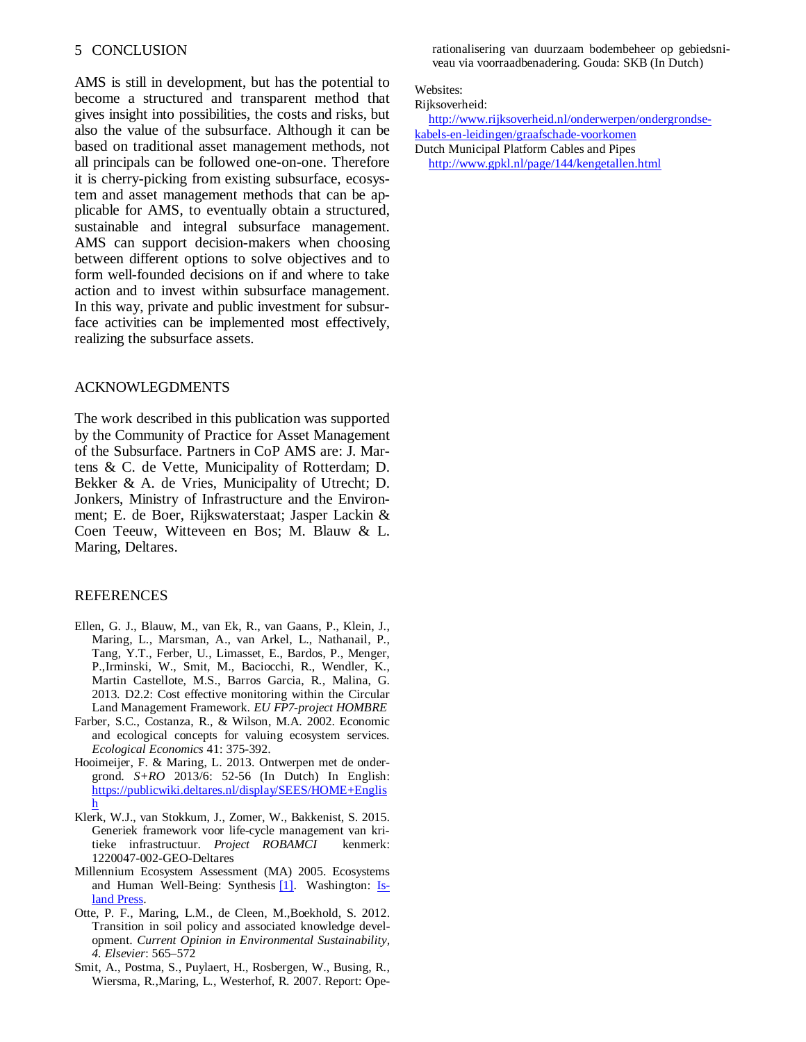## 5 CONCLUSION

AMS is still in development, but has the potential to become a structured and transparent method that gives insight into possibilities, the costs and risks, but also the value of the subsurface. Although it can be based on traditional asset management methods, not all principals can be followed one-on-one. Therefore it is cherry-picking from existing subsurface, ecosystem and asset management methods that can be applicable for AMS, to eventually obtain a structured, sustainable and integral subsurface management. AMS can support decision-makers when choosing between different options to solve objectives and to form well-founded decisions on if and where to take action and to invest within subsurface management. In this way, private and public investment for subsurface activities can be implemented most effectively, realizing the subsurface assets.

## ACKNOWLEGDMENTS

The work described in this publication was supported by the Community of Practice for Asset Management of the Subsurface. Partners in CoP AMS are: J. Martens & C. de Vette, Municipality of Rotterdam; D. Bekker & A. de Vries, Municipality of Utrecht; D. Jonkers, Ministry of Infrastructure and the Environment; E. de Boer, Rijkswaterstaat; Jasper Lackin & Coen Teeuw, Witteveen en Bos; M. Blauw & L. Maring, Deltares.

## REFERENCES

Ellen, G. J., Blauw, M., van Ek, R., van Gaans, P., Klein, J., Maring, L., Marsman, A., van Arkel, L., Nathanail, P., Tang, Y.T., Ferber, U., Limasset, E., Bardos, P., Menger, P.,Irminski, W., Smit, M., Baciocchi, R., Wendler, K., Martin Castellote, M.S., Barros Garcia, R., Malina, G. 2013. D2.2: Cost effective monitoring within the Circular Land Management Framework. *EU FP7-project HOMBRE*

Farber, S.C., Costanza, R., & Wilson, M.A. 2002. Economic and ecological concepts for valuing ecosystem services. *Ecological Economics* 41: 375-392.

Hooimeijer, F. & Maring, L. 2013. Ontwerpen met de ondergrond. *S+RO* 2013/6: 52-56 (In Dutch) In English: https://publicwiki.deltares.nl/display/SEES/HOME+English

Klerk, W.J., van Stokkum, J., Zomer, W., Bakkenist, S. 2015. Generiek framework voor life-cycle management van kritieke infrastructuur. *Project ROBAMCI* kenmerk: 1220047-002-GEO-Deltares

Millennium Ecosystem Assessment (MA) 2005. Ecosystems and Human Well-Being: Synthesis [1]. Washington: Island Press.

Otte, P. F., Maring, L.M., de Cleen, M.,Boekhold, S. 2012. Transition in soil policy and associated knowledge development. *Current Opinion in Environmental Sustainability, 4. Elsevier*: 565–572

Smit, A., Postma, S., Puylaert, H., Rosbergen, W., Busing, R., Wiersma, R.,Maring, L., Westerhof, R. 2007. Report: Operationalisering van duurzaam bodembeheer op gebiedsniveau via voorraadbenadering. Gouda: SKB (In Dutch)

Websites:

Rijksoverheid:
http://www.rijksoverheid.nl/onderwerpen/ondergrondse-kabels-en-leidingen/graafschade-voorkomen

Dutch Municipal Platform Cables and Pipes
http://www.gpkl.nl/page/144/kengetallen.html